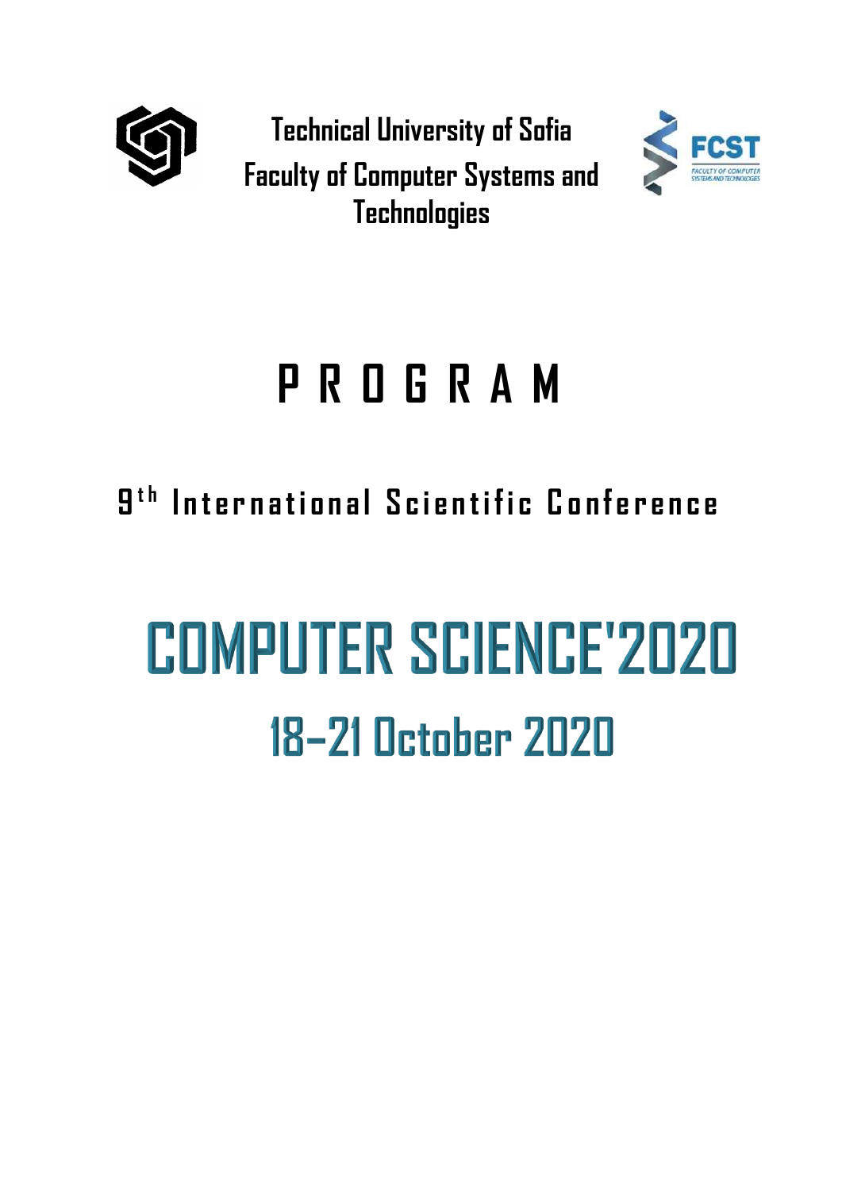**Technical University of Sofia**
**Faculty of Computer Systems and Technologies**

FCST
FACULTY OF COMPUTER SYSTEMS AND TECHNOLOGIES

# P R O G R A M

## 9th International Scientific Conference

# COMPUTER SCIENCE'2020

## 18–21 October 2020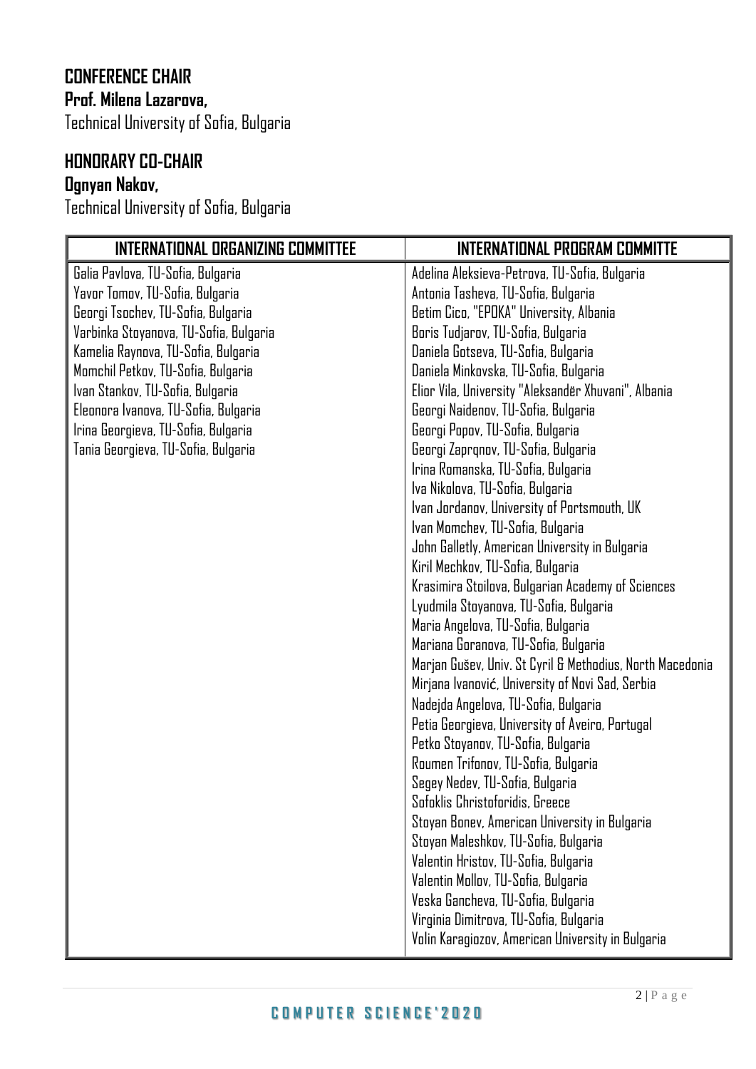## CONFERENCE CHAIR

**Prof. Milena Lazarova,**
Technical University of Sofia, Bulgaria

## HONORARY CO-CHAIR

**Ognyan Nakov,**
Technical University of Sofia, Bulgaria

| INTERNATIONAL ORGANIZING COMMITTEE | INTERNATIONAL PROGRAM COMMITTE |
|---|---|
| Galia Pavlova, TU-Sofia, Bulgaria | Adelina Aleksieva-Petrova, TU-Sofia, Bulgaria |
| Yavor Tomov, TU-Sofia, Bulgaria | Antonia Tasheva, TU-Sofia, Bulgaria |
| Georgi Tsochev, TU-Sofia, Bulgaria | Betim Cico, "EPOKA" University, Albania |
| Varbinka Stoyanova, TU-Sofia, Bulgaria | Boris Tudjarov, TU-Sofia, Bulgaria |
| Kamelia Raynova, TU-Sofia, Bulgaria | Daniela Gotseva, TU-Sofia, Bulgaria |
| Momchil Petkov, TU-Sofia, Bulgaria | Daniela Minkovska, TU-Sofia, Bulgaria |
| Ivan Stankov, TU-Sofia, Bulgaria | Elior Vila, University "Aleksandër Xhuvani", Albania |
| Eleonora Ivanova, TU-Sofia, Bulgaria | Georgi Naidenov, TU-Sofia, Bulgaria |
| Irina Georgieva, TU-Sofia, Bulgaria | Georgi Popov, TU-Sofia, Bulgaria |
| Tania Georgieva, TU-Sofia, Bulgaria | Georgi Zaprqnov, TU-Sofia, Bulgaria |
| | Irina Romanska, TU-Sofia, Bulgaria |
| | Iva Nikolova, TU-Sofia, Bulgaria |
| | Ivan Jordanov, University of Portsmouth, UK |
| | Ivan Momchev, TU-Sofia, Bulgaria |
| | John Galletly, American University in Bulgaria |
| | Kiril Mechkov, TU-Sofia, Bulgaria |
| | Krasimira Stoilova, Bulgarian Academy of Sciences |
| | Lyudmila Stoyanova, TU-Sofia, Bulgaria |
| | Maria Angelova, TU-Sofia, Bulgaria |
| | Mariana Goranova, TU-Sofia, Bulgaria |
| | Marjan Gušev, Univ. St Cyril & Methodius, North Macedonia |
| | Mirjana Ivanović, University of Novi Sad, Serbia |
| | Nadejda Angelova, TU-Sofia, Bulgaria |
| | Petia Georgieva, University of Aveiro, Portugal |
| | Petko Stoyanov, TU-Sofia, Bulgaria |
| | Roumen Trifonov, TU-Sofia, Bulgaria |
| | Segey Nedev, TU-Sofia, Bulgaria |
| | Sofoklis Christoforidis, Greece |
| | Stoyan Bonev, American University in Bulgaria |
| | Stoyan Maleshkov, TU-Sofia, Bulgaria |
| | Valentin Hristov, TU-Sofia, Bulgaria |
| | Valentin Mollov, TU-Sofia, Bulgaria |
| | Veska Gancheva, TU-Sofia, Bulgaria |
| | Virginia Dimitrova, TU-Sofia, Bulgaria |
| | Volin Karagiozov, American University in Bulgaria |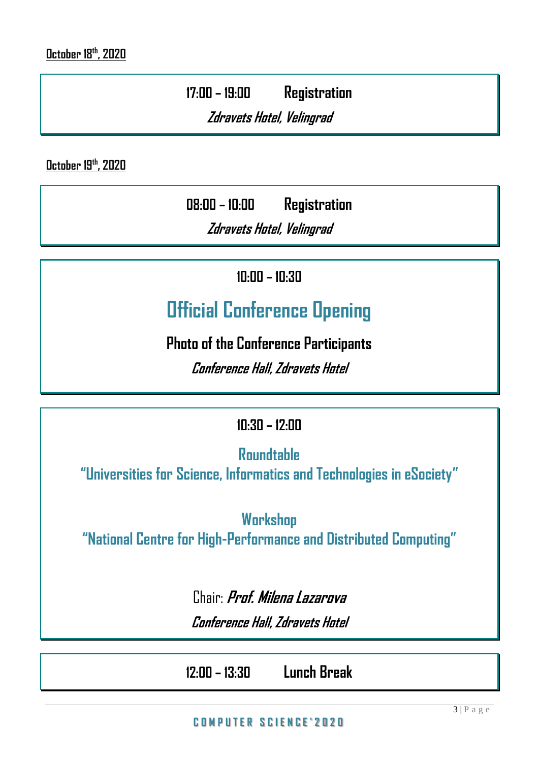**October 18th, 2020**

**17:00 – 19:00 Registration**

***Zdravets Hotel, Velingrad***

**October 19th, 2020**

**08:00 – 10:00 Registration**

***Zdravets Hotel, Velingrad***

**10:00 – 10:30**

## Official Conference Opening

**Photo of the Conference Participants**

***Conference Hall, Zdravets Hotel***

**10:30 – 12:00**

**Roundtable**
**"Universities for Science, Informatics and Technologies in eSociety"**

**Workshop**
**"National Centre for High-Performance and Distributed Computing"**

Chair: ***Prof. Milena Lazarova***

***Conference Hall, Zdravets Hotel***

**12:00 – 13:30 Lunch Break**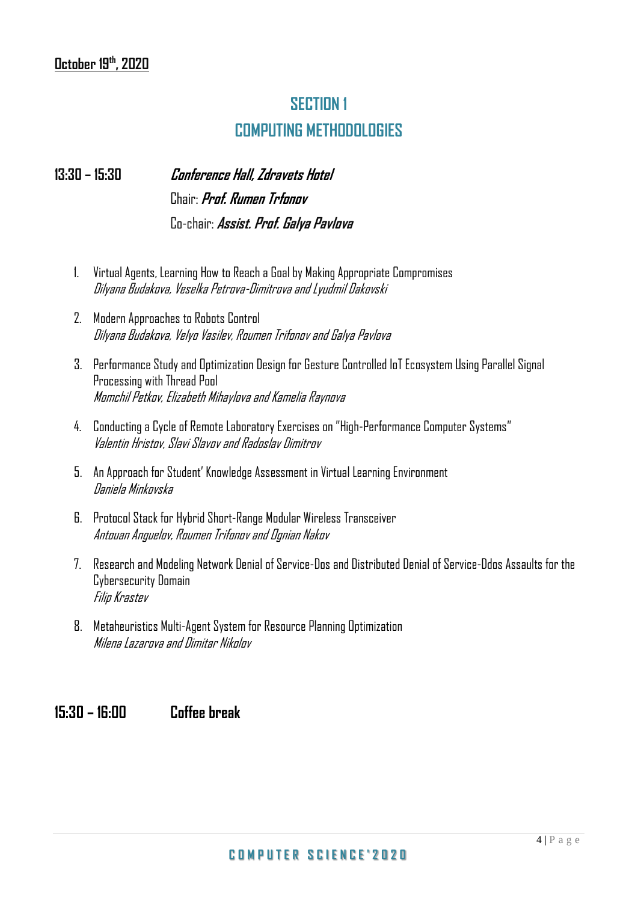**October 19th, 2020**

## SECTION 1
## COMPUTING METHODOLOGIES

**13:30 – 15:30** ***Conference Hall, Zdravets Hotel***
Chair: ***Prof. Rumen Trfonov***
Co-chair: ***Assist. Prof. Galya Pavlova***

1. Virtual Agents, Learning How to Reach a Goal by Making Appropriate Compromises
   *Dilyana Budakova, Veselka Petrova-Dimitrova and Lyudmil Dakovski*

2. Modern Approaches to Robots Control
   *Dilyana Budakova, Velyo Vasilev, Roumen Trifonov and Galya Pavlova*

3. Performance Study and Optimization Design for Gesture Controlled IoT Ecosystem Using Parallel Signal Processing with Thread Pool
   *Momchil Petkov, Elizabeth Mihaylova and Kamelia Raynova*

4. Conducting a Cycle of Remote Laboratory Exercises on "High-Performance Computer Systems"
   *Valentin Hristov, Slavi Slavov and Radoslav Dimitrov*

5. An Approach for Student' Knowledge Assessment in Virtual Learning Environment
   *Daniela Minkovska*

6. Protocol Stack for Hybrid Short-Range Modular Wireless Transceiver
   *Antouan Anguelov, Roumen Trifonov and Ognian Nakov*

7. Research and Modeling Network Denial of Service-Dos and Distributed Denial of Service-Ddos Assaults for the Cybersecurity Domain
   *Filip Krastev*

8. Metaheuristics Multi-Agent System for Resource Planning Optimization
   *Milena Lazarova and Dimitar Nikolov*

**15:30 – 16:00** **Coffee break**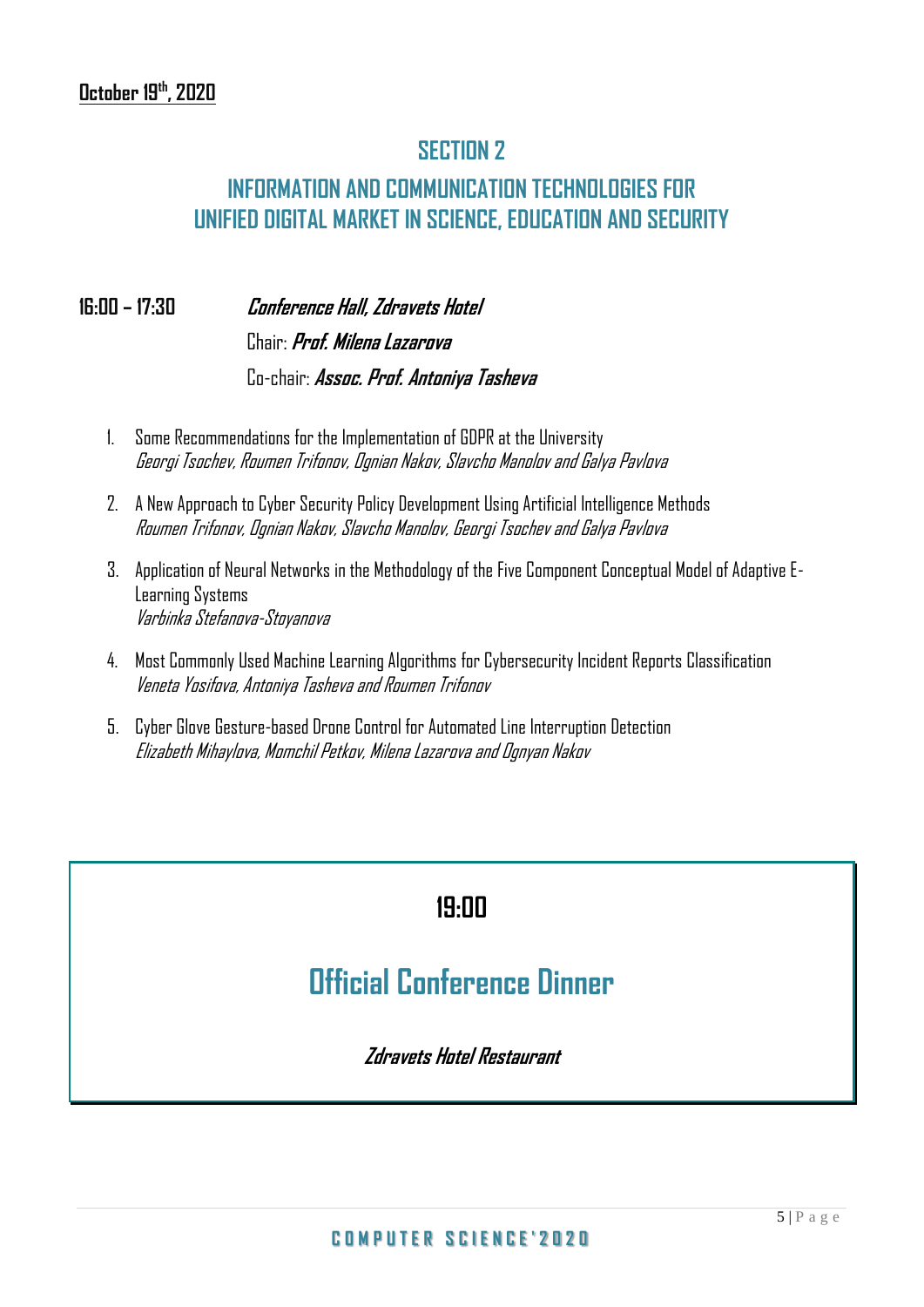**October 19th, 2020**

## SECTION 2

## INFORMATION AND COMMUNICATION TECHNOLOGIES FOR UNIFIED DIGITAL MARKET IN SCIENCE, EDUCATION AND SECURITY

**16:00 – 17:30** ***Conference Hall, Zdravets Hotel***

Chair: ***Prof. Milena Lazarova***

Co-chair: ***Assoc. Prof. Antoniya Tasheva***

1. Some Recommendations for the Implementation of GDPR at the University
   *Georgi Tsochev, Roumen Trifonov, Ognian Nakov, Slavcho Manolov and Galya Pavlova*

2. A New Approach to Cyber Security Policy Development Using Artificial Intelligence Methods
   *Roumen Trifonov, Ognian Nakov, Slavcho Manolov, Georgi Tsochev and Galya Pavlova*

3. Application of Neural Networks in the Methodology of the Five Component Conceptual Model of Adaptive E-Learning Systems
   *Varbinka Stefanova-Stoyanova*

4. Most Commonly Used Machine Learning Algorithms for Cybersecurity Incident Reports Classification
   *Veneta Yosifova, Antoniya Tasheva and Roumen Trifonov*

5. Cyber Glove Gesture-based Drone Control for Automated Line Interruption Detection
   *Elizabeth Mihaylova, Momchil Petkov, Milena Lazarova and Ognyan Nakov*

**19:00**

## Official Conference Dinner

***Zdravets Hotel Restaurant***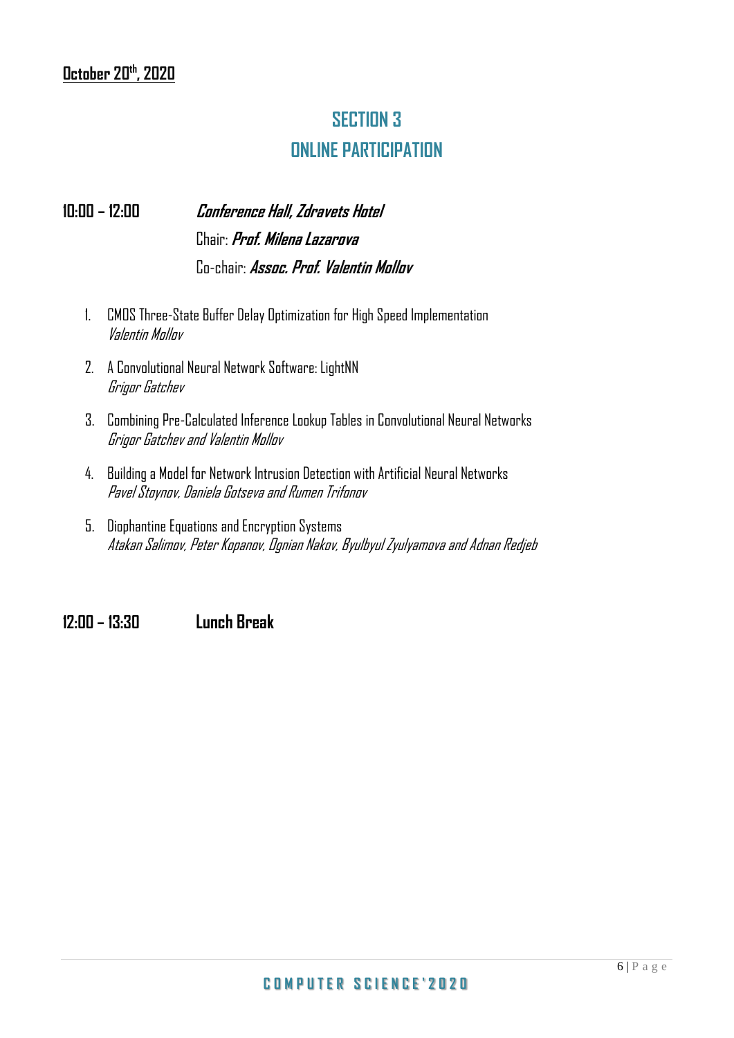**October 20th, 2020**

## SECTION 3
## ONLINE PARTICIPATION

**10:00 – 12:00** ***Conference Hall, Zdravets Hotel***

Chair: ***Prof. Milena Lazarova***

Co-chair: ***Assoc. Prof. Valentin Mollov***

1. CMOS Three-State Buffer Delay Optimization for High Speed Implementation
   *Valentin Mollov*

2. A Convolutional Neural Network Software: LightNN
   *Grigor Gatchev*

3. Combining Pre-Calculated Inference Lookup Tables in Convolutional Neural Networks
   *Grigor Gatchev and Valentin Mollov*

4. Building a Model for Network Intrusion Detection with Artificial Neural Networks
   *Pavel Stoynov, Daniela Gotseva and Rumen Trifonov*

5. Diophantine Equations and Encryption Systems
   *Atakan Salimov, Peter Kopanov, Ognian Nakov, Byulbyul Zyulyamova and Adnan Redjeb*

**12:00 – 13:30** **Lunch Break**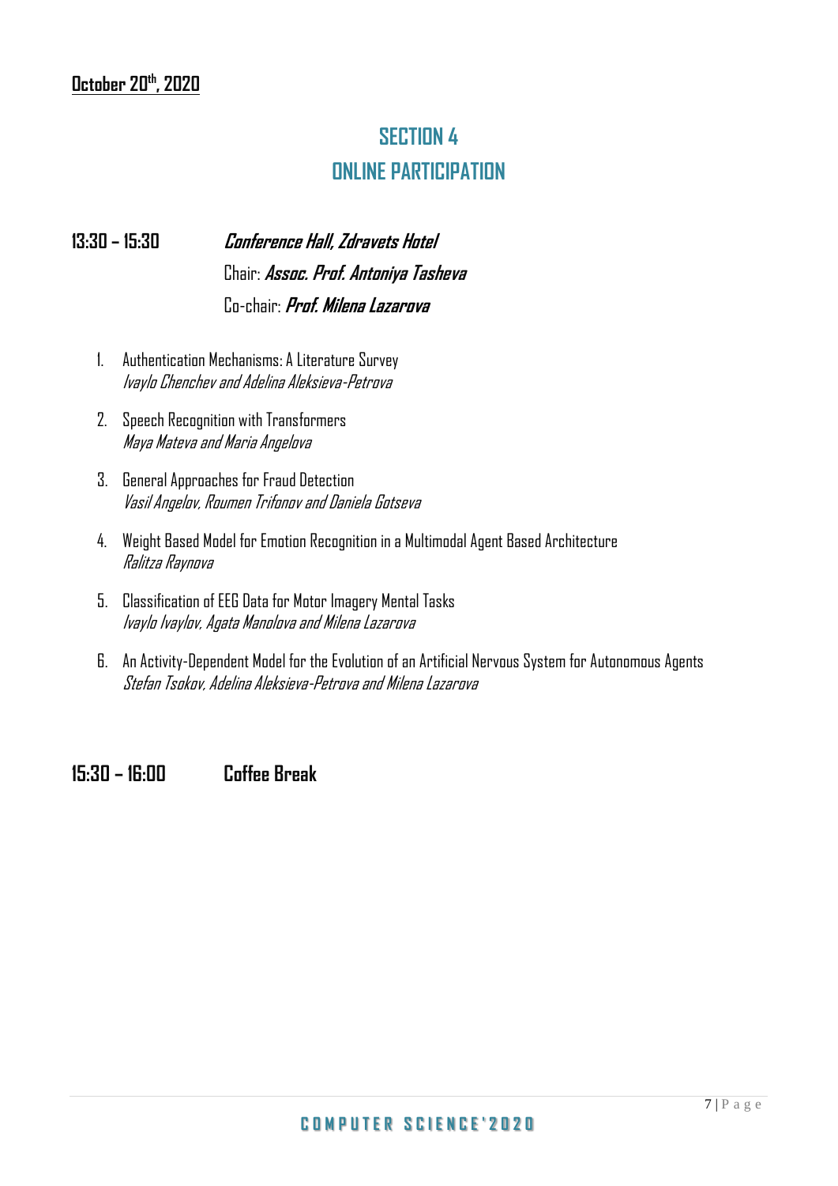**October 20th, 2020**

## SECTION 4
## ONLINE PARTICIPATION

**13:30 – 15:30** ***Conference Hall, Zdravets Hotel***
Chair: ***Assoc. Prof. Antoniya Tasheva***
Co-chair: ***Prof. Milena Lazarova***

1. Authentication Mechanisms: A Literature Survey
   *Ivaylo Chenchev and Adelina Aleksieva-Petrova*

2. Speech Recognition with Transformers
   *Maya Mateva and Maria Angelova*

3. General Approaches for Fraud Detection
   *Vasil Angelov, Roumen Trifonov and Daniela Gotseva*

4. Weight Based Model for Emotion Recognition in a Multimodal Agent Based Architecture
   *Ralitza Raynova*

5. Classification of EEG Data for Motor Imagery Mental Tasks
   *Ivaylo Ivaylov, Agata Manolova and Milena Lazarova*

6. An Activity-Dependent Model for the Evolution of an Artificial Nervous System for Autonomous Agents
   *Stefan Tsokov, Adelina Aleksieva-Petrova and Milena Lazarova*

**15:30 – 16:00** **Coffee Break**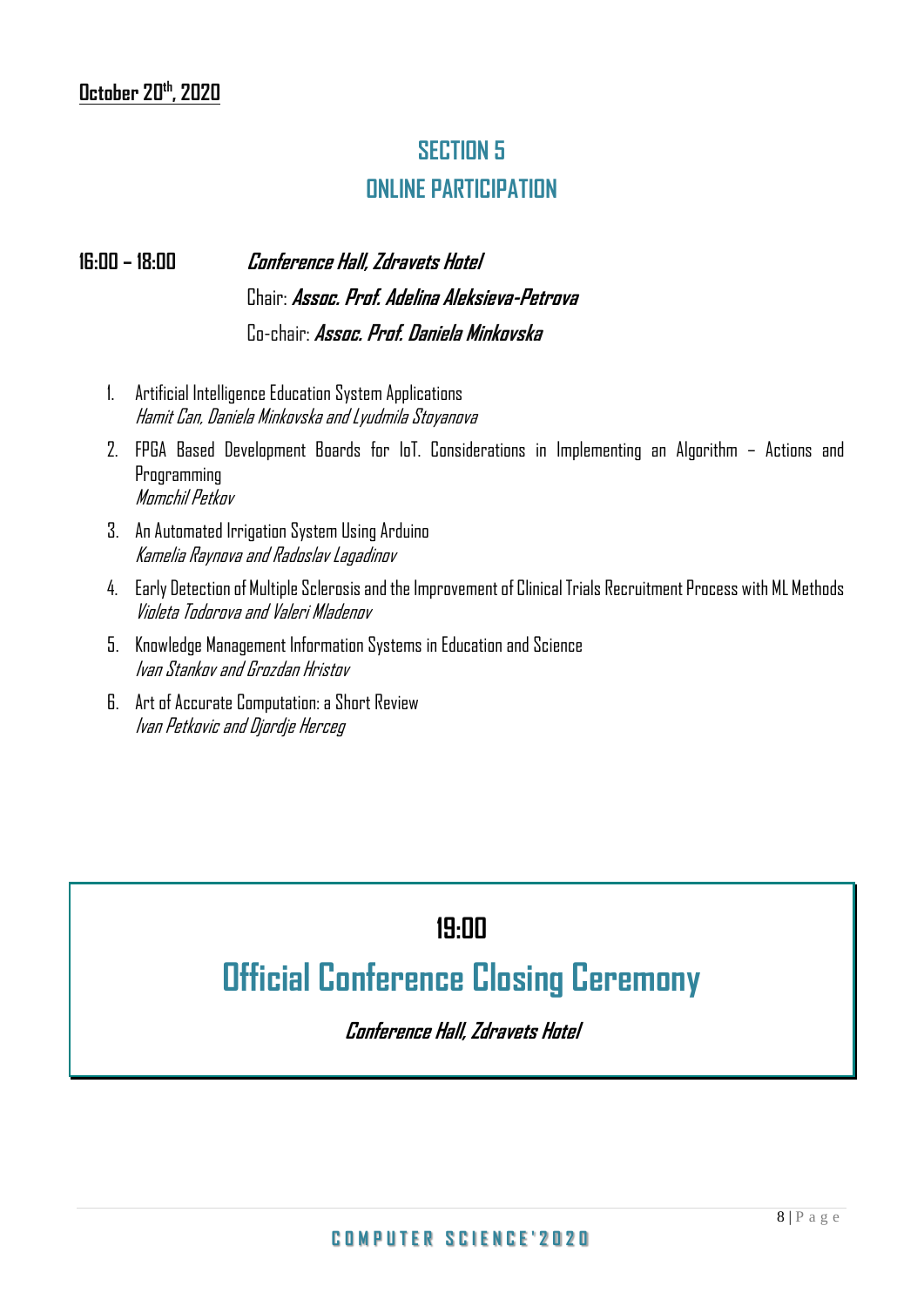**October 20th, 2020**

## SECTION 5
## ONLINE PARTICIPATION

**16:00 – 18:00** ***Conference Hall, Zdravets Hotel***

Chair: ***Assoc. Prof. Adelina Aleksieva-Petrova***

Co-chair: ***Assoc. Prof. Daniela Minkovska***

1. Artificial Intelligence Education System Applications
   *Hamit Can, Daniela Minkovska and Lyudmila Stoyanova*
2. FPGA Based Development Boards for IoT. Considerations in Implementing an Algorithm – Actions and Programming
   *Momchil Petkov*
3. An Automated Irrigation System Using Arduino
   *Kamelia Raynova and Radoslav Lagadinov*
4. Early Detection of Multiple Sclerosis and the Improvement of Clinical Trials Recruitment Process with ML Methods
   *Violeta Todorova and Valeri Mladenov*
5. Knowledge Management Information Systems in Education and Science
   *Ivan Stankov and Grozdan Hristov*
6. Art of Accurate Computation: a Short Review
   *Ivan Petkovic and Djordje Herceg*

**19:00**

# Official Conference Closing Ceremony

***Conference Hall, Zdravets Hotel***